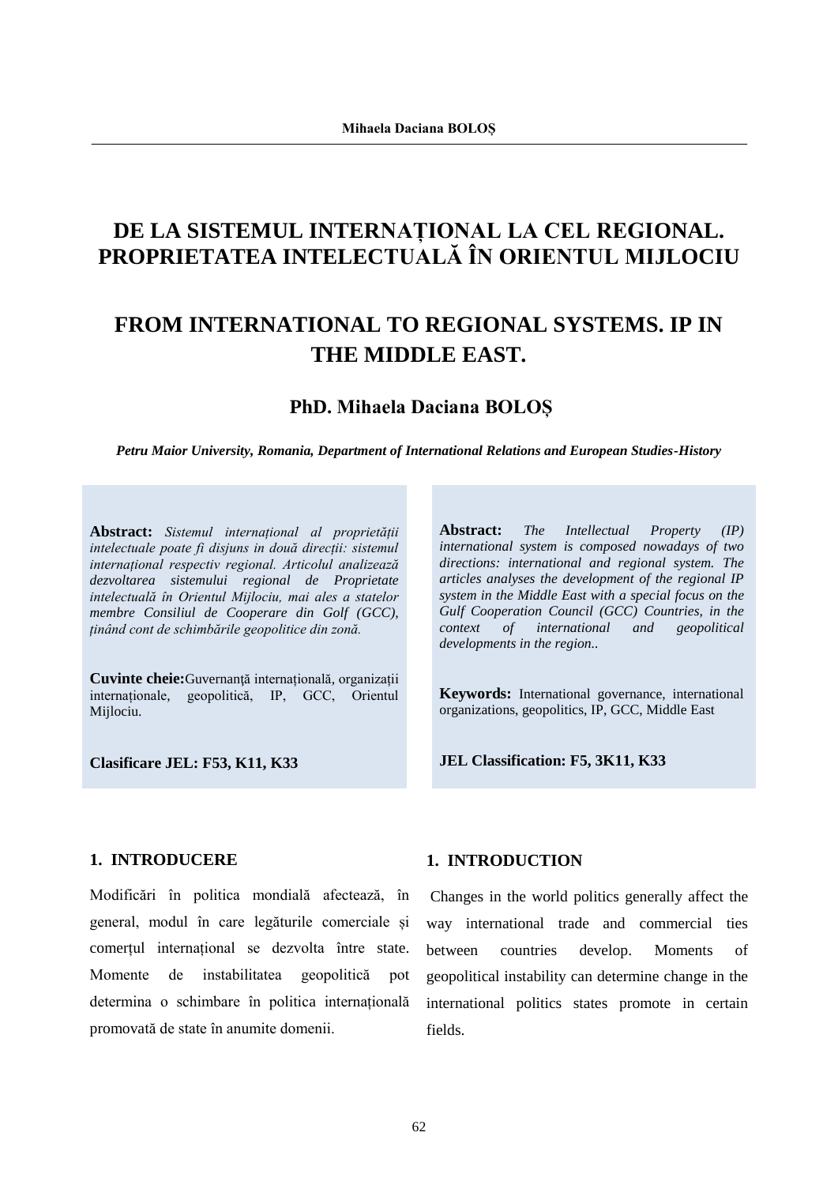# DE LA SISTEMUL INTERNAȚIONAL LA CEL REGIONAL. PROPRIETATEA INTELECTUALĂ ÎN ORIENTUL MIJLOCIU

# FROM INTERNATIONAL TO REGIONAL SYSTEMS. IP IN THE MIDDLE EAST.

## PhD. Mihaela Daciana BOLOȘ

***Petru Maior University, Romania, Department of International Relations and European Studies-History***

**Abstract:** *Sistemul internațional al proprietății intelectuale poate fi disjuns in două direcții: sistemul internațional respectiv regional. Articolul analizează dezvoltarea sistemului regional de Proprietate intelectuală în Orientul Mijlociu, mai ales a statelor membre Consiliul de Cooperare din Golf (GCC), ținând cont de schimbările geopolitice din zonă.*

**Cuvinte cheie:** Guvernanţă internaţională, organizații internaționale, geopolitică, IP, GCC, Orientul Mijlociu.

**Clasificare JEL: F53, K11, K33**

**Abstract:** *The Intellectual Property (IP) international system is composed nowadays of two directions: international and regional system. The articles analyses the development of the regional IP system in the Middle East with a special focus on the Gulf Cooperation Council (GCC) Countries, in the context of international and geopolitical developments in the region..*

**Keywords:** International governance, international organizations, geopolitics, IP, GCC, Middle East

**JEL Classification: F5, 3K11, K33**

## 1. INTRODUCERE

Modificări în politica mondială afectează, în general, modul în care legăturile comerciale și comerțul internațional se dezvolta între state. Momente de instabilitatea geopolitică pot determina o schimbare în politica internațională promovată de state în anumite domenii.

## 1. INTRODUCTION

Changes in the world politics generally affect the way international trade and commercial ties between countries develop. Moments of geopolitical instability can determine change in the international politics states promote in certain fields.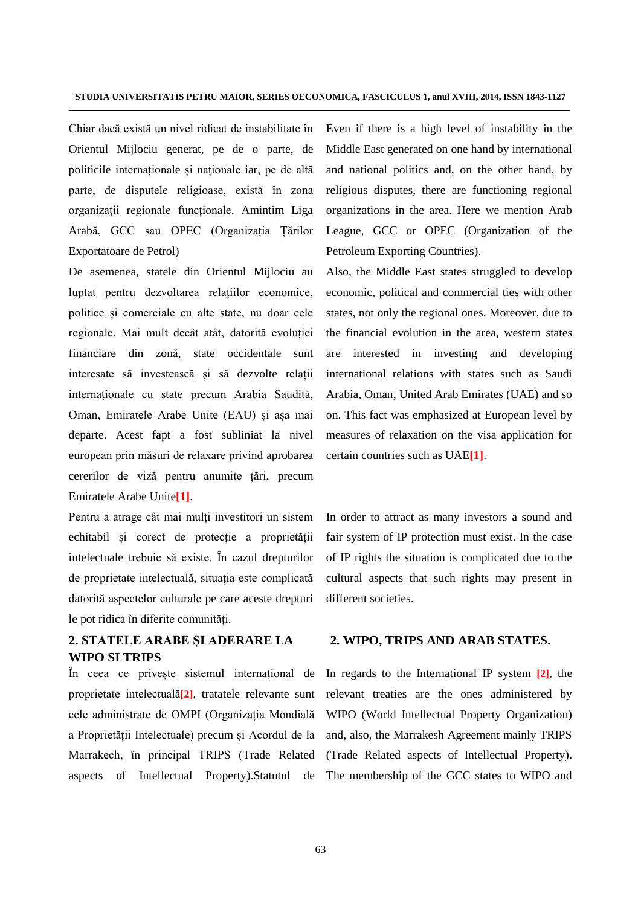Chiar dacă există un nivel ridicat de instabilitate în Orientul Mijlociu generat, pe de o parte, de politicile internaționale și naționale iar, pe de altă parte, de disputele religioase, există în zona organizații regionale funcționale. Amintim Liga Arabă, GCC sau OPEC (Organizația Țărilor Exportatoare de Petrol)

De asemenea, statele din Orientul Mijlociu au luptat pentru dezvoltarea relațiilor economice, politice și comerciale cu alte state, nu doar cele regionale. Mai mult decât atât, datorită evoluției financiare din zonă, state occidentale sunt interesate să investească și să dezvolte relații internaționale cu state precum Arabia Saudită, Oman, Emiratele Arabe Unite (EAU) și așa mai departe. Acest fapt a fost subliniat la nivel european prin măsuri de relaxare privind aprobarea cererilor de viză pentru anumite țări, precum Emiratele Arabe Unite[1].

Pentru a atrage cât mai mulți investitori un sistem echitabil și corect de protecție a proprietății intelectuale trebuie să existe. În cazul drepturilor de proprietate intelectuală, situația este complicată datorită aspectelor culturale pe care aceste drepturi le pot ridica în diferite comunități.

## 2. STATELE ARABE ȘI ADERARE LA WIPO SI TRIPS

În ceea ce privește sistemul internațional de proprietate intelectuală[2], tratatele relevante sunt cele administrate de OMPI (Organizația Mondială a Proprietății Intelectuale) precum și Acordul de la Marrakech, în principal TRIPS (Trade Related aspects of Intellectual Property).Statutul de

Even if there is a high level of instability in the Middle East generated on one hand by international and national politics and, on the other hand, by religious disputes, there are functioning regional organizations in the area. Here we mention Arab League, GCC or OPEC (Organization of the Petroleum Exporting Countries).

Also, the Middle East states struggled to develop economic, political and commercial ties with other states, not only the regional ones. Moreover, due to the financial evolution in the area, western states are interested in investing and developing international relations with states such as Saudi Arabia, Oman, United Arab Emirates (UAE) and so on. This fact was emphasized at European level by measures of relaxation on the visa application for certain countries such as UAE[1].

In order to attract as many investors a sound and fair system of IP protection must exist. In the case of IP rights the situation is complicated due to the cultural aspects that such rights may present in different societies.

## 2. WIPO, TRIPS AND ARAB STATES.

In regards to the International IP system [2], the relevant treaties are the ones administered by WIPO (World Intellectual Property Organization) and, also, the Marrakesh Agreement mainly TRIPS (Trade Related aspects of Intellectual Property). The membership of the GCC states to WIPO and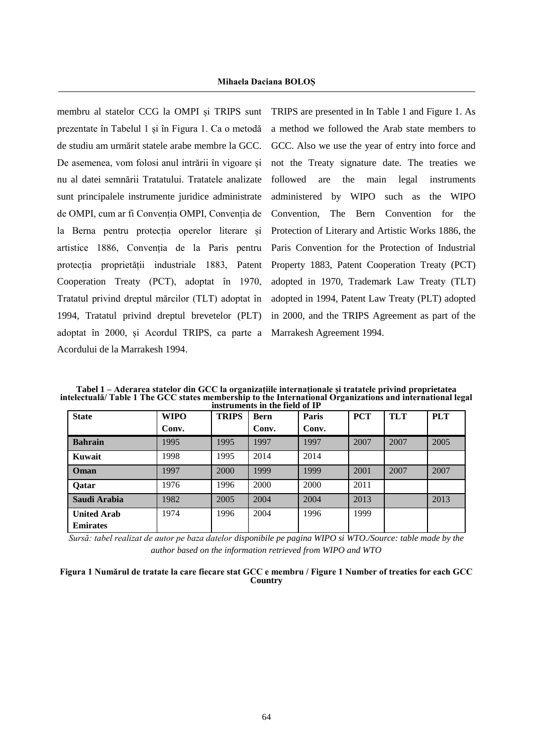membru al statelor CCG la OMPI și TRIPS sunt prezentate în Tabelul 1 și în Figura 1. Ca o metodă de studiu am urmărit statele arabe membre la GCC. De asemenea, vom folosi anul intrării în vigoare și nu al datei semnării Tratatului. Tratatele analizate sunt principalele instrumente juridice administrate de OMPI, cum ar fi Convenția OMPI, Convenția de la Berna pentru protecția operelor literare și artistice 1886, Convenția de la Paris pentru protecția proprietății industriale 1883, Patent Cooperation Treaty (PCT), adoptat în 1970, Tratatul privind dreptul mărcilor (TLT) adoptat în 1994, Tratatul privind dreptul brevetelor (PLT) adoptat în 2000, și Acordul TRIPS, ca parte a Acordului de la Marrakesh 1994.

TRIPS are presented in In Table 1 and Figure 1. As a method we followed the Arab state members to GCC. Also we use the year of entry into force and not the Treaty signature date. The treaties we followed are the main legal instruments administered by WIPO such as the WIPO Convention, The Bern Convention for the Protection of Literary and Artistic Works 1886, the Paris Convention for the Protection of Industrial Property 1883, Patent Cooperation Treaty (PCT) adopted in 1970, Trademark Law Treaty (TLT) adopted in 1994, Patent Law Treaty (PLT) adopted in 2000, and the TRIPS Agreement as part of the Marrakesh Agreement 1994.

**Tabel 1 – Aderarea statelor din GCC la organizațiile internaționale și tratatele privind proprietatea intelectuală/ Table 1 The GCC states membership to the International Organizations and international legal instruments in the field of IP**

| State | WIPO Conv. | TRIPS | Bern Conv. | Paris Conv. | PCT | TLT | PLT |
|---|---|---|---|---|---|---|---|
| **Bahrain** | 1995 | 1995 | 1997 | 1997 | 2007 | 2007 | 2005 |
| **Kuwait** | 1998 | 1995 | 2014 | 2014 | | | |
| **Oman** | 1997 | 2000 | 1999 | 1999 | 2001 | 2007 | 2007 |
| **Qatar** | 1976 | 1996 | 2000 | 2000 | 2011 | | |
| **Saudi Arabia** | 1982 | 2005 | 2004 | 2004 | 2013 | | 2013 |
| **United Arab Emirates** | 1974 | 1996 | 2004 | 1996 | 1999 | | |

*Sursă: tabel realizat de autor pe baza datelor disponibile pe pagina WIPO si WTO./Source: table made by the author based on the information retrieved from WIPO and WTO*

**Figura 1 Numărul de tratate la care fiecare stat GCC e membru / Figure 1 Number of treaties for each GCC Country**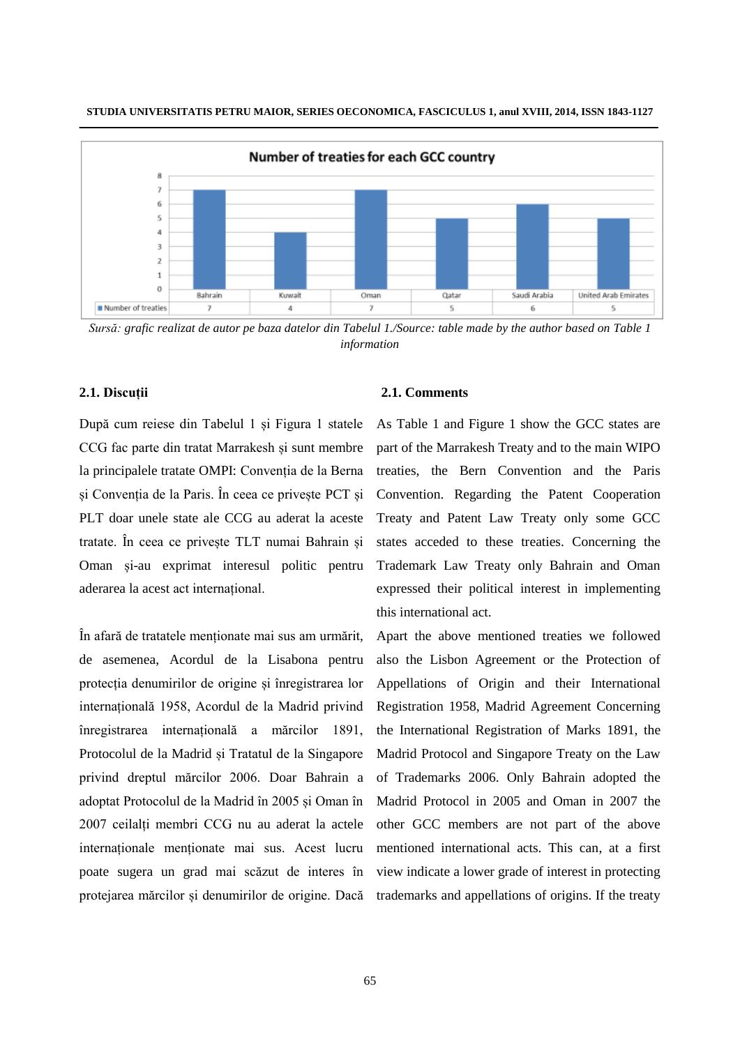**Number of treaties for each GCC country**

| | Bahrain | Kuwait | Oman | Qatar | Saudi Arabia | United Arab Emirates |
|---|---|---|---|---|---|---|
| Number of treaties | 7 | 4 | 7 | 5 | 6 | 5 |

*Sursă: grafic realizat de autor pe baza datelor din Tabelul 1./Source: table made by the author based on Table 1 information*

### 2.1. Discuții

După cum reiese din Tabelul 1 și Figura 1 statele CCG fac parte din tratat Marrakesh și sunt membre la principalele tratate OMPI: Convenția de la Berna și Convenția de la Paris. În ceea ce privește PCT și PLT doar unele state ale CCG au aderat la aceste tratate. În ceea ce privește TLT numai Bahrain și Oman și-au exprimat interesul politic pentru aderarea la acest act internațional.

În afară de tratatele menționate mai sus am urmărit, de asemenea, Acordul de la Lisabona pentru protecția denumirilor de origine și înregistrarea lor internațională 1958, Acordul de la Madrid privind înregistrarea internațională a mărcilor 1891, Protocolul de la Madrid și Tratatul de la Singapore privind dreptul mărcilor 2006. Doar Bahrain a adoptat Protocolul de la Madrid în 2005 și Oman în 2007 ceilalți membri CCG nu au aderat la actele internaționale menționate mai sus. Acest lucru poate sugera un grad mai scăzut de interes în protejarea mărcilor și denumirilor de origine. Dacă

### 2.1. Comments

As Table 1 and Figure 1 show the GCC states are part of the Marrakesh Treaty and to the main WIPO treaties, the Bern Convention and the Paris Convention. Regarding the Patent Cooperation Treaty and Patent Law Treaty only some GCC states acceded to these treaties. Concerning the Trademark Law Treaty only Bahrain and Oman expressed their political interest in implementing this international act.

Apart the above mentioned treaties we followed also the Lisbon Agreement or the Protection of Appellations of Origin and their International Registration 1958, Madrid Agreement Concerning the International Registration of Marks 1891, the Madrid Protocol and Singapore Treaty on the Law of Trademarks 2006. Only Bahrain adopted the Madrid Protocol in 2005 and Oman in 2007 the other GCC members are not part of the above mentioned international acts. This can, at a first view indicate a lower grade of interest in protecting trademarks and appellations of origins. If the treaty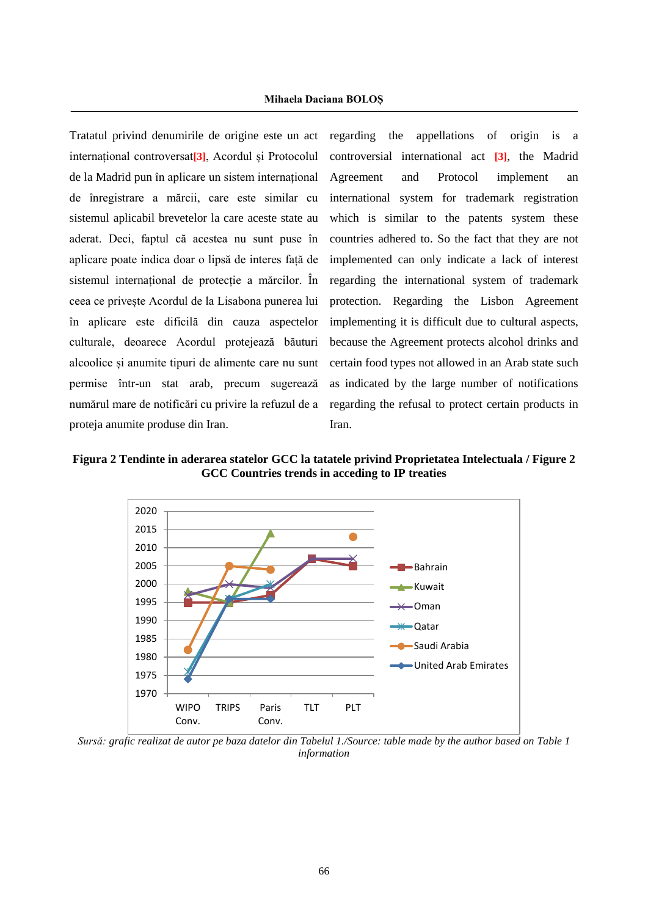Tratatul privind denumirile de origine este un act internațional controversat[3], Acordul și Protocolul de la Madrid pun în aplicare un sistem internațional de înregistrare a mărcii, care este similar cu sistemul aplicabil brevetelor la care aceste state au aderat. Deci, faptul că acestea nu sunt puse în aplicare poate indica doar o lipsă de interes față de sistemul internațional de protecție a mărcilor. În ceea ce privește Acordul de la Lisabona punerea lui în aplicare este dificilă din cauza aspectelor culturale, deoarece Acordul protejează băuturi alcoolice și anumite tipuri de alimente care nu sunt permise într-un stat arab, precum sugerează numărul mare de notificări cu privire la refuzul de a proteja anumite produse din Iran.

regarding the appellations of origin is a controversial international act [3], the Madrid Agreement and Protocol implement an international system for trademark registration which is similar to the patents system these countries adhered to. So the fact that they are not implemented can only indicate a lack of interest regarding the international system of trademark protection. Regarding the Lisbon Agreement implementing it is difficult due to cultural aspects, because the Agreement protects alcohol drinks and certain food types not allowed in an Arab state such as indicated by the large number of notifications regarding the refusal to protect certain products in Iran.

**Figura 2 Tendinte in aderarea statelor GCC la tatatele privind Proprietatea Intelectuala / Figure 2 GCC Countries trends in acceding to IP treaties**

*Sursă: grafic realizat de autor pe baza datelor din Tabelul 1./Source: table made by the author based on Table 1 information*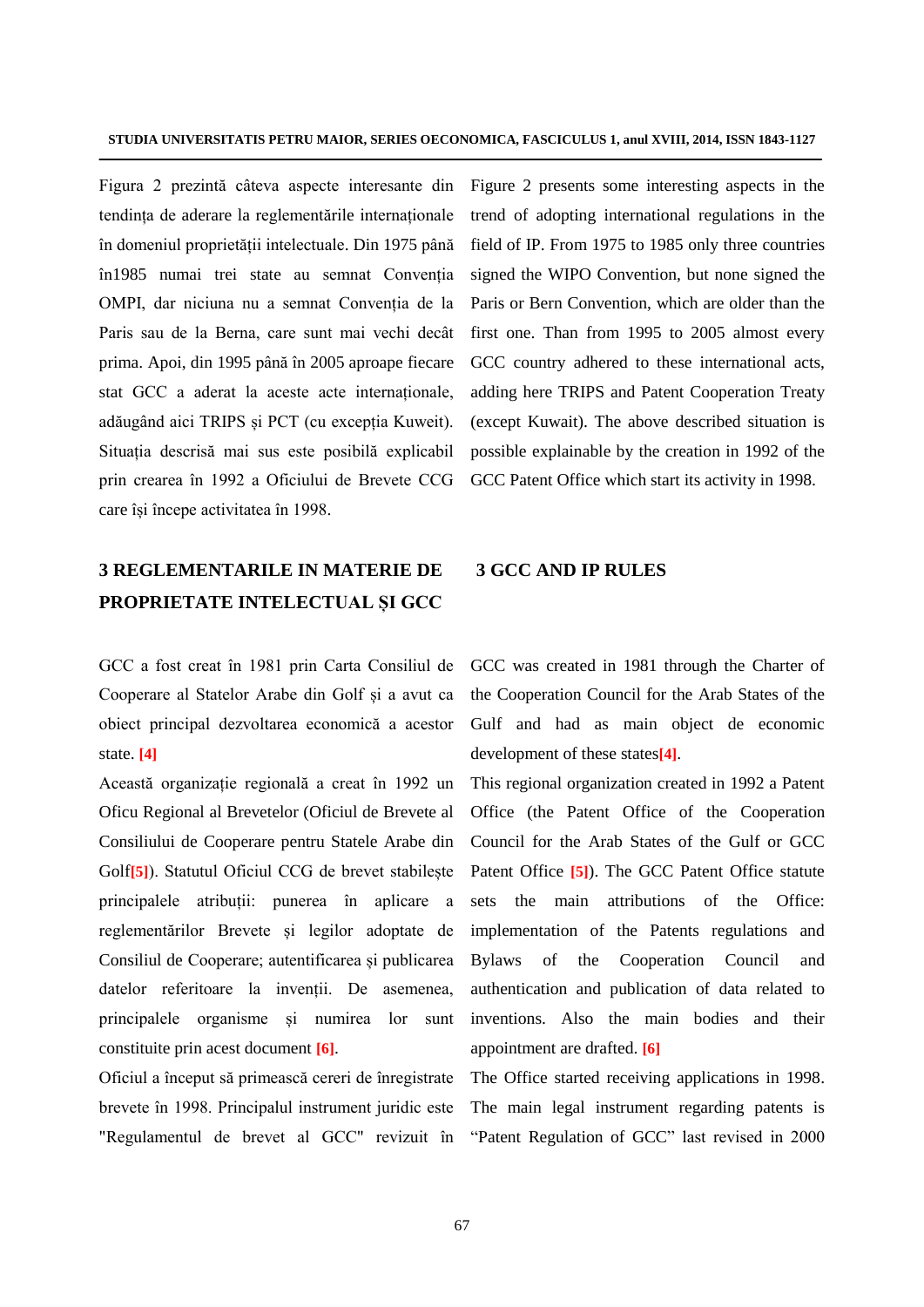Figura 2 prezintă câteva aspecte interesante din tendința de aderare la reglementările internaționale în domeniul proprietății intelectuale. Din 1975 până în1985 numai trei state au semnat Convenția OMPI, dar niciuna nu a semnat Convenția de la Paris sau de la Berna, care sunt mai vechi decât prima. Apoi, din 1995 până în 2005 aproape fiecare stat GCC a aderat la aceste acte internaționale, adăugând aici TRIPS și PCT (cu excepția Kuweit). Situația descrisă mai sus este posibilă explicabil prin crearea în 1992 a Oficiului de Brevete CCG care își începe activitatea în 1998.

Figure 2 presents some interesting aspects in the trend of adopting international regulations in the field of IP. From 1975 to 1985 only three countries signed the WIPO Convention, but none signed the Paris or Bern Convention, which are older than the first one. Than from 1995 to 2005 almost every GCC country adhered to these international acts, adding here TRIPS and Patent Cooperation Treaty (except Kuwait). The above described situation is possible explainable by the creation in 1992 of the GCC Patent Office which start its activity in 1998.

## 3 REGLEMENTARILE IN MATERIE DE PROPRIETATE INTELECTUAL ȘI GCC

## 3 GCC AND IP RULES

GCC a fost creat în 1981 prin Carta Consiliul de Cooperare al Statelor Arabe din Golf și a avut ca obiect principal dezvoltarea economică a acestor state. [4]

Această organizație regională a creat în 1992 un Oficu Regional al Brevetelor (Oficiul de Brevete al Consiliului de Cooperare pentru Statele Arabe din Golf[5]). Statutul Oficiul CCG de brevet stabilește principalele atribuții: punerea în aplicare a reglementărilor Brevete și legilor adoptate de Consiliul de Cooperare; autentificarea și publicarea datelor referitoare la invenții. De asemenea, principalele organisme și numirea lor sunt constituite prin acest document [6].

Oficiul a început să primească cereri de înregistrate brevete în 1998. Principalul instrument juridic este "Regulamentul de brevet al GCC" revizuit în

GCC was created in 1981 through the Charter of the Cooperation Council for the Arab States of the Gulf and had as main object de economic development of these states[4].

This regional organization created in 1992 a Patent Office (the Patent Office of the Cooperation Council for the Arab States of the Gulf or GCC Patent Office [5]). The GCC Patent Office statute sets the main attributions of the Office: implementation of the Patents regulations and Bylaws of the Cooperation Council and authentication and publication of data related to inventions. Also the main bodies and their appointment are drafted. [6]

The Office started receiving applications in 1998. The main legal instrument regarding patents is "Patent Regulation of GCC" last revised in 2000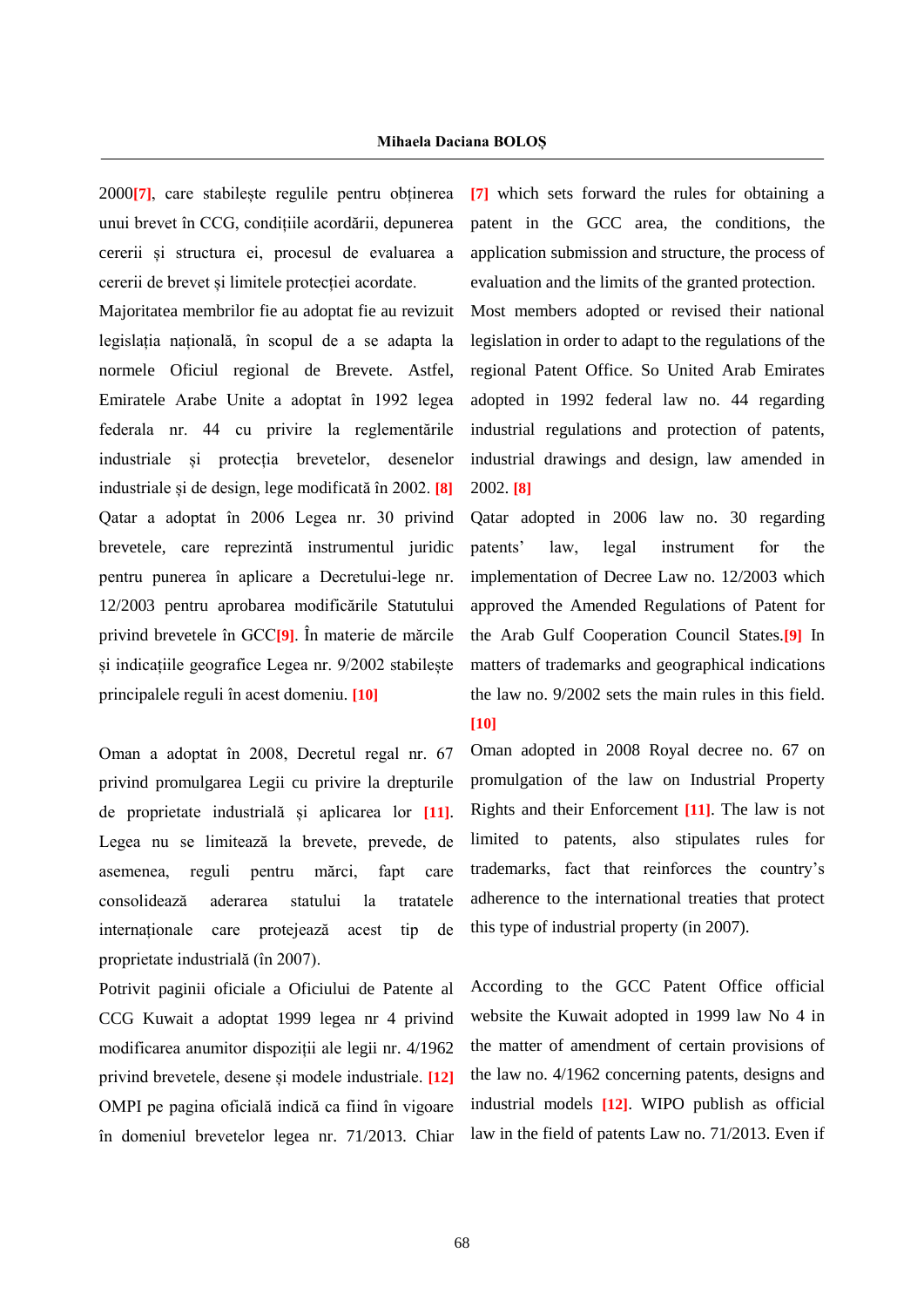2000[7], care stabilește regulile pentru obținerea unui brevet în CCG, condițiile acordării, depunerea cererii și structura ei, procesul de evaluarea a cererii de brevet și limitele protecției acordate.

Majoritatea membrilor fie au adoptat fie au revizuit legislația națională, în scopul de a se adapta la normele Oficiul regional de Brevete. Astfel, Emiratele Arabe Unite a adoptat în 1992 legea federala nr. 44 cu privire la reglementările industriale și protecția brevetelor, desenelor industriale și de design, lege modificată în 2002. [8]

Qatar a adoptat în 2006 Legea nr. 30 privind brevetele, care reprezintă instrumentul juridic pentru punerea în aplicare a Decretului-lege nr. 12/2003 pentru aprobarea modificările Statutului privind brevetele în GCC[9]. În materie de mărcile și indicațiile geografice Legea nr. 9/2002 stabilește principalele reguli în acest domeniu. [10]

Oman a adoptat în 2008, Decretul regal nr. 67 privind promulgarea Legii cu privire la drepturile de proprietate industrială și aplicarea lor [11]. Legea nu se limitează la brevete, prevede, de asemenea, reguli pentru mărci, fapt care consolidează aderarea statului la tratatele internaționale care protejează acest tip de proprietate industrială (în 2007).

Potrivit paginii oficiale a Oficiului de Patente al CCG Kuwait a adoptat 1999 legea nr 4 privind modificarea anumitor dispoziții ale legii nr. 4/1962 privind brevetele, desene și modele industriale. [12] OMPI pe pagina oficială indică ca fiind în vigoare în domeniul brevetelor legea nr. 71/2013. Chiar

[7] which sets forward the rules for obtaining a patent in the GCC area, the conditions, the application submission and structure, the process of evaluation and the limits of the granted protection.

Most members adopted or revised their national legislation in order to adapt to the regulations of the regional Patent Office. So United Arab Emirates adopted in 1992 federal law no. 44 regarding industrial regulations and protection of patents, industrial drawings and design, law amended in 2002. [8]

Qatar adopted in 2006 law no. 30 regarding patents' law, legal instrument for the implementation of Decree Law no. 12/2003 which approved the Amended Regulations of Patent for the Arab Gulf Cooperation Council States.[9] In matters of trademarks and geographical indications the law no. 9/2002 sets the main rules in this field. [10]

Oman adopted in 2008 Royal decree no. 67 on promulgation of the law on Industrial Property Rights and their Enforcement [11]. The law is not limited to patents, also stipulates rules for trademarks, fact that reinforces the country's adherence to the international treaties that protect this type of industrial property (in 2007).

According to the GCC Patent Office official website the Kuwait adopted in 1999 law No 4 in the matter of amendment of certain provisions of the law no. 4/1962 concerning patents, designs and industrial models [12]. WIPO publish as official law in the field of patents Law no. 71/2013. Even if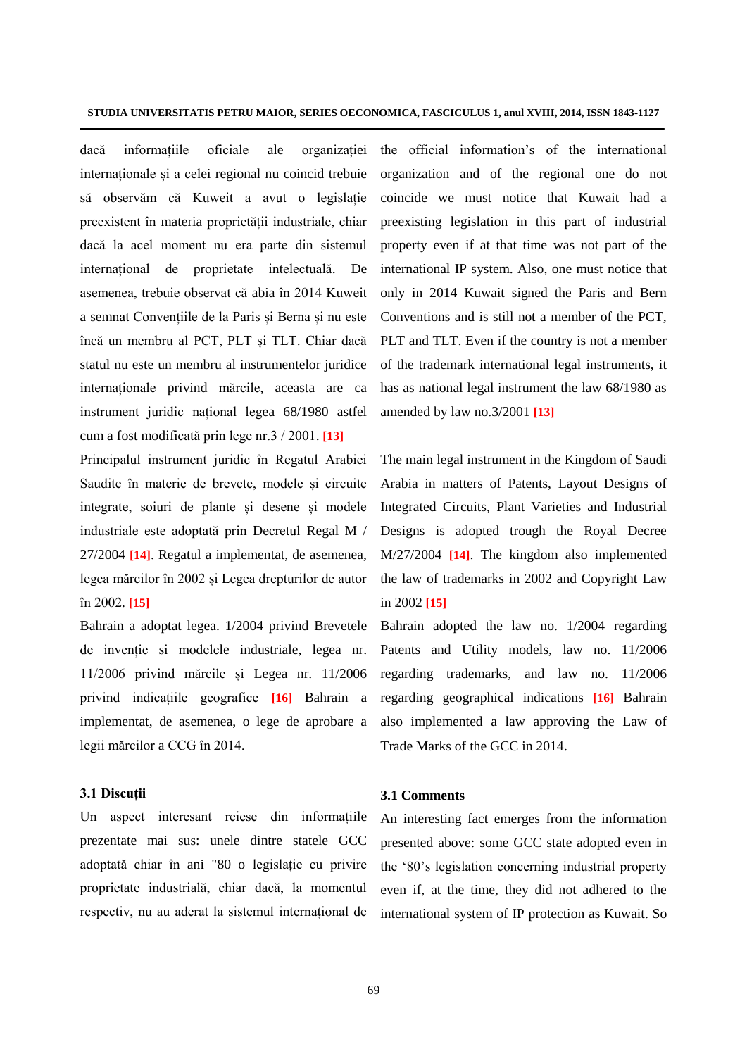dacă informațiile oficiale ale organizației internaționale și a celei regional nu coincid trebuie să observăm că Kuweit a avut o legislație preexistent în materia proprietății industriale, chiar dacă la acel moment nu era parte din sistemul internațional de proprietate intelectuală. De asemenea, trebuie observat că abia în 2014 Kuweit a semnat Convențiile de la Paris și Berna și nu este încă un membru al PCT, PLT și TLT. Chiar dacă statul nu este un membru al instrumentelor juridice internaționale privind mărcile, aceasta are ca instrument juridic național legea 68/1980 astfel cum a fost modificată prin lege nr.3 / 2001. [13]

Principalul instrument juridic în Regatul Arabiei Saudite în materie de brevete, modele și circuite integrate, soiuri de plante și desene și modele industriale este adoptată prin Decretul Regal M / 27/2004 [14]. Regatul a implementat, de asemenea, legea mărcilor în 2002 și Legea drepturilor de autor în 2002. [15]

Bahrain a adoptat legea. 1/2004 privind Brevetele de invenție si modelele industriale, legea nr. 11/2006 privind mărcile și Legea nr. 11/2006 privind indicațiile geografice [16] Bahrain a implementat, de asemenea, o lege de aprobare a legii mărcilor a CCG în 2014.

### 3.1 Discuții

Un aspect interesant reiese din informațiile prezentate mai sus: unele dintre statele GCC adoptată chiar în ani "80 o legislație cu privire proprietate industrială, chiar dacă, la momentul respectiv, nu au aderat la sistemul internațional de

the official information's of the international organization and of the regional one do not coincide we must notice that Kuwait had a preexisting legislation in this part of industrial property even if at that time was not part of the international IP system. Also, one must notice that only in 2014 Kuwait signed the Paris and Bern Conventions and is still not a member of the PCT, PLT and TLT. Even if the country is not a member of the trademark international legal instruments, it has as national legal instrument the law 68/1980 as amended by law no.3/2001 [13]

The main legal instrument in the Kingdom of Saudi Arabia in matters of Patents, Layout Designs of Integrated Circuits, Plant Varieties and Industrial Designs is adopted trough the Royal Decree M/27/2004 [14]. The kingdom also implemented the law of trademarks in 2002 and Copyright Law in 2002 [15]

Bahrain adopted the law no. 1/2004 regarding Patents and Utility models, law no. 11/2006 regarding trademarks, and law no. 11/2006 regarding geographical indications [16] Bahrain also implemented a law approving the Law of Trade Marks of the GCC in 2014.

### 3.1 Comments

An interesting fact emerges from the information presented above: some GCC state adopted even in the '80's legislation concerning industrial property even if, at the time, they did not adhered to the international system of IP protection as Kuwait. So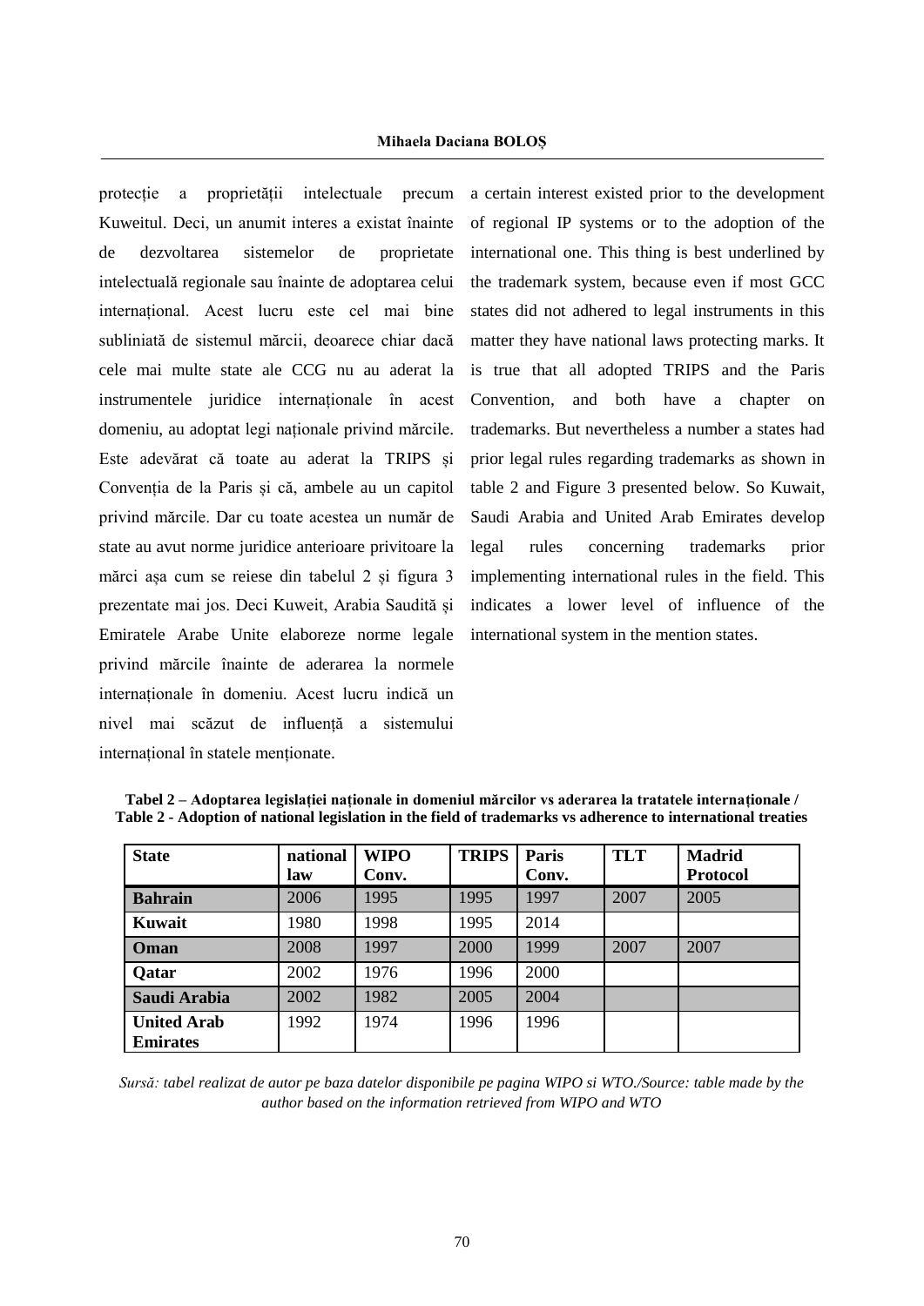protecție a proprietății intelectuale precum Kuweitul. Deci, un anumit interes a existat înainte de dezvoltarea sistemelor de proprietate intelectuală regionale sau înainte de adoptarea celui internațional. Acest lucru este cel mai bine subliniată de sistemul mărcii, deoarece chiar dacă cele mai multe state ale CCG nu au aderat la instrumentele juridice internaționale în acest domeniu, au adoptat legi naționale privind mărcile. Este adevărat că toate au aderat la TRIPS și Convenția de la Paris și că, ambele au un capitol privind mărcile. Dar cu toate acestea un număr de state au avut norme juridice anterioare privitoare la mărci așa cum se reiese din tabelul 2 și figura 3 prezentate mai jos. Deci Kuweit, Arabia Saudită și Emiratele Arabe Unite elaboreze norme legale privind mărcile înainte de aderarea la normele internaționale în domeniu. Acest lucru indică un nivel mai scăzut de influență a sistemului internațional în statele menționate.

a certain interest existed prior to the development of regional IP systems or to the adoption of the international one. This thing is best underlined by the trademark system, because even if most GCC states did not adhered to legal instruments in this matter they have national laws protecting marks. It is true that all adopted TRIPS and the Paris Convention, and both have a chapter on trademarks. But nevertheless a number a states had prior legal rules regarding trademarks as shown in table 2 and Figure 3 presented below. So Kuwait, Saudi Arabia and United Arab Emirates develop legal rules concerning trademarks prior implementing international rules in the field. This indicates a lower level of influence of the international system in the mention states.

**Tabel 2 – Adoptarea legislației naționale in domeniul mărcilor vs aderarea la tratatele internaționale / Table 2 - Adoption of national legislation in the field of trademarks vs adherence to international treaties**

| State | national law | WIPO Conv. | TRIPS | Paris Conv. | TLT | Madrid Protocol |
|---|---|---|---|---|---|---|
| **Bahrain** | 2006 | 1995 | 1995 | 1997 | 2007 | 2005 |
| **Kuwait** | 1980 | 1998 | 1995 | 2014 | | |
| **Oman** | 2008 | 1997 | 2000 | 1999 | 2007 | 2007 |
| **Qatar** | 2002 | 1976 | 1996 | 2000 | | |
| **Saudi Arabia** | 2002 | 1982 | 2005 | 2004 | | |
| **United Arab Emirates** | 1992 | 1974 | 1996 | 1996 | | |

*Sursă: tabel realizat de autor pe baza datelor disponibile pe pagina WIPO si WTO./Source: table made by the author based on the information retrieved from WIPO and WTO*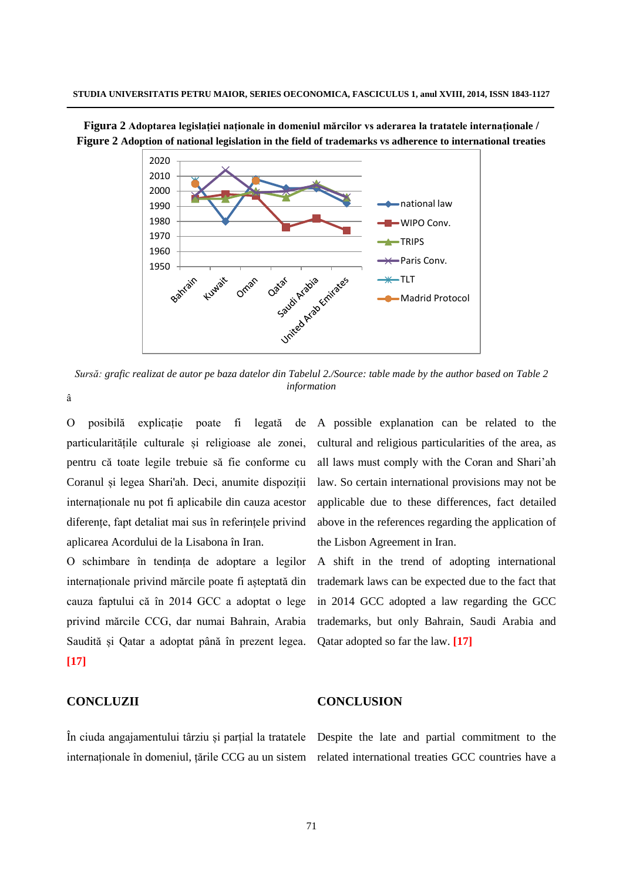**Figura 2** Adoptarea legislației naționale in domeniul mărcilor vs aderarea la tratatele internaționale / **Figure 2** Adoption of national legislation in the field of trademarks vs adherence to international treaties

*Sursă: grafic realizat de autor pe baza datelor din Tabelul 2./Source: table made by the author based on Table 2 information*

â

O posibilă explicație poate fi legată de particularitățile culturale și religioase ale zonei, pentru că toate legile trebuie să fie conforme cu Coranul și legea Shari'ah. Deci, anumite dispoziții internaționale nu pot fi aplicabile din cauza acestor diferențe, fapt detaliat mai sus în referințele privind aplicarea Acordului de la Lisabona în Iran.

O schimbare în tendința de adoptare a legilor internaționale privind mărcile poate fi așteptată din cauza faptului că în 2014 GCC a adoptat o lege privind mărcile CCG, dar numai Bahrain, Arabia Saudită și Qatar a adoptat până în prezent legea. **[17]**

A possible explanation can be related to the cultural and religious particularities of the area, as all laws must comply with the Coran and Shari'ah law. So certain international provisions may not be applicable due to these differences, fact detailed above in the references regarding the application of the Lisbon Agreement in Iran.

A shift in the trend of adopting international trademark laws can be expected due to the fact that in 2014 GCC adopted a law regarding the GCC trademarks, but only Bahrain, Saudi Arabia and Qatar adopted so far the law. **[17]**

## CONCLUZII

În ciuda angajamentului târziu și parțial la tratatele internaționale în domeniul, țările CCG au un sistem

## CONCLUSION

Despite the late and partial commitment to the related international treaties GCC countries have a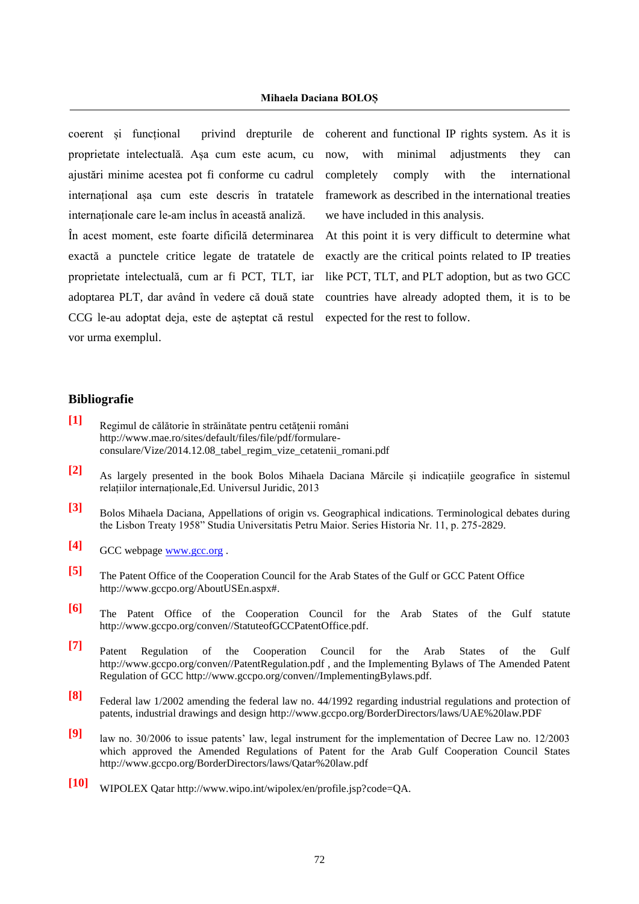coerent și funcțional privind drepturile de proprietate intelectuală. Așa cum este acum, cu ajustări minime acestea pot fi conforme cu cadrul internațional așa cum este descris în tratatele internaționale care le-am inclus în această analiză.

În acest moment, este foarte dificilă determinarea exactă a punctele critice legate de tratatele de proprietate intelectuală, cum ar fi PCT, TLT, iar adoptarea PLT, dar având în vedere că două state CCG le-au adoptat deja, este de așteptat că restul vor urma exemplul.

coherent and functional IP rights system. As it is now, with minimal adjustments they can completely comply with the international framework as described in the international treaties we have included in this analysis.

At this point it is very difficult to determine what exactly are the critical points related to IP treaties like PCT, TLT, and PLT adoption, but as two GCC countries have already adopted them, it is to be expected for the rest to follow.

## Bibliografie

[1] Regimul de călătorie în străinătate pentru cetățenii români http://www.mae.ro/sites/default/files/file/pdf/formulare-consulare/Vize/2014.12.08_tabel_regim_vize_cetatenii_romani.pdf

[2] As largely presented in the book Bolos Mihaela Daciana Mărcile și indicațiile geografice în sistemul relațiilor internaționale,Ed. Universul Juridic, 2013

[3] Bolos Mihaela Daciana, Appellations of origin vs. Geographical indications. Terminological debates during the Lisbon Treaty 1958" Studia Universitatis Petru Maior. Series Historia Nr. 11, p. 275-2829.

[4] GCC webpage www.gcc.org .

[5] The Patent Office of the Cooperation Council for the Arab States of the Gulf or GCC Patent Office http://www.gccpo.org/AboutUSEn.aspx#.

[6] The Patent Office of the Cooperation Council for the Arab States of the Gulf statute http://www.gccpo.org/conven//StatuteofGCCPatentOffice.pdf.

[7] Patent Regulation of the Cooperation Council for the Arab States of the Gulf http://www.gccpo.org/conven//PatentRegulation.pdf , and the Implementing Bylaws of The Amended Patent Regulation of GCC http://www.gccpo.org/conven//ImplementingBylaws.pdf.

[8] Federal law 1/2002 amending the federal law no. 44/1992 regarding industrial regulations and protection of patents, industrial drawings and design http://www.gccpo.org/BorderDirectors/laws/UAE%20law.PDF

[9] law no. 30/2006 to issue patents' law, legal instrument for the implementation of Decree Law no. 12/2003 which approved the Amended Regulations of Patent for the Arab Gulf Cooperation Council States http://www.gccpo.org/BorderDirectors/laws/Qatar%20law.pdf

[10] WIPOLEX Qatar http://www.wipo.int/wipolex/en/profile.jsp?code=QA.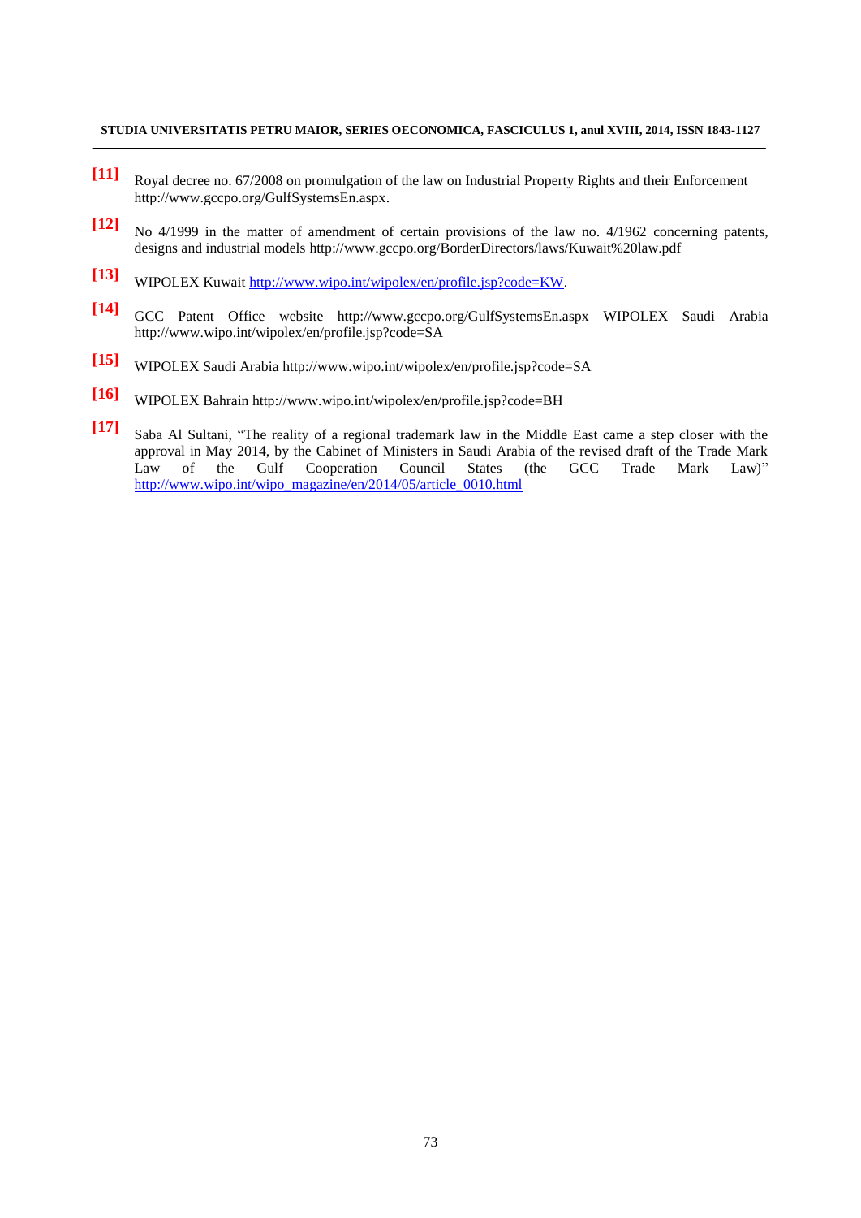[11] Royal decree no. 67/2008 on promulgation of the law on Industrial Property Rights and their Enforcement http://www.gccpo.org/GulfSystemsEn.aspx.

[12] No 4/1999 in the matter of amendment of certain provisions of the law no. 4/1962 concerning patents, designs and industrial models http://www.gccpo.org/BorderDirectors/laws/Kuwait%20law.pdf

[13] WIPOLEX Kuwait http://www.wipo.int/wipolex/en/profile.jsp?code=KW.

[14] GCC Patent Office website http://www.gccpo.org/GulfSystemsEn.aspx WIPOLEX Saudi Arabia http://www.wipo.int/wipolex/en/profile.jsp?code=SA

[15] WIPOLEX Saudi Arabia http://www.wipo.int/wipolex/en/profile.jsp?code=SA

[16] WIPOLEX Bahrain http://www.wipo.int/wipolex/en/profile.jsp?code=BH

[17] Saba Al Sultani, "The reality of a regional trademark law in the Middle East came a step closer with the approval in May 2014, by the Cabinet of Ministers in Saudi Arabia of the revised draft of the Trade Mark Law of the Gulf Cooperation Council States (the GCC Trade Mark Law)" http://www.wipo.int/wipo_magazine/en/2014/05/article_0010.html